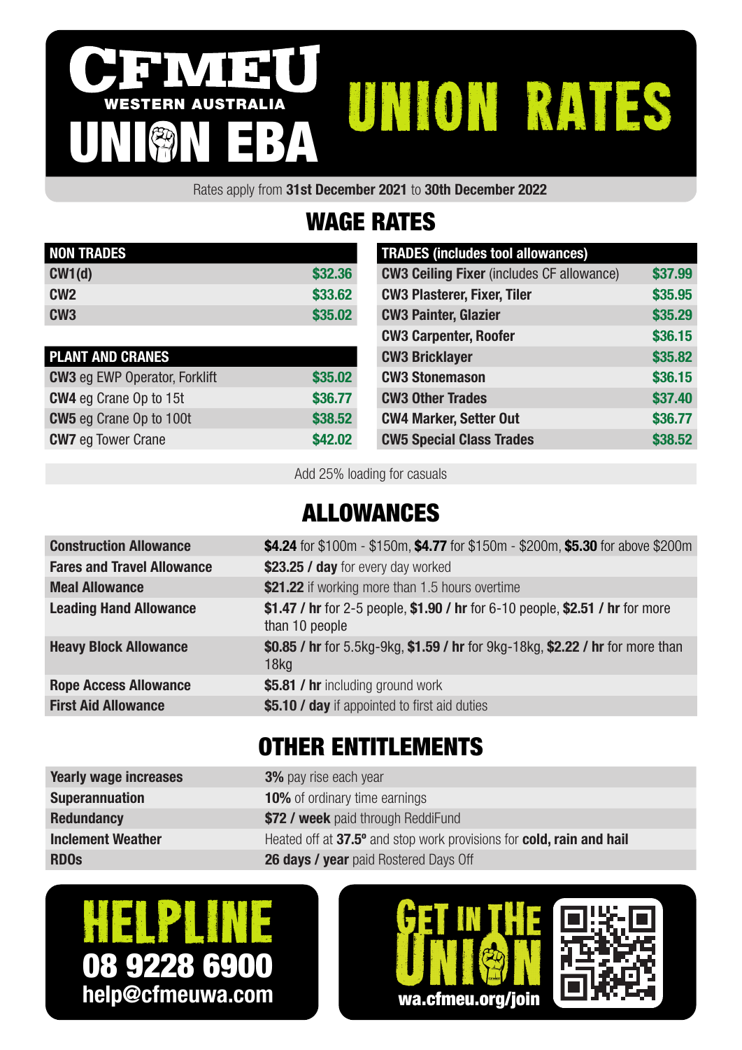# CFMEU WESTERN AUSTRALIA UNION EBA

# UNION RATES

Rates apply from **31st December 2021** to **30th December 2022**

## WAGE RATES

| NON TRADES | |
|---|---|
| **CW1(d)** | $32.36 |
| **CW2** | $33.62 |
| **CW3** | $35.02 |

| PLANT AND CRANES | |
|---|---|
| **CW3** eg EWP Operator, Forklift | $35.02 |
| **CW4** eg Crane Op to 15t | $36.77 |
| **CW5** eg Crane Op to 100t | $38.52 |
| **CW7** eg Tower Crane | $42.02 |

| TRADES (includes tool allowances) | |
|---|---|
| **CW3 Ceiling Fixer** (includes CF allowance) | $37.99 |
| **CW3 Plasterer, Fixer, Tiler** | $35.95 |
| **CW3 Painter, Glazier** | $35.29 |
| **CW3 Carpenter, Roofer** | $36.15 |
| **CW3 Bricklayer** | $35.82 |
| **CW3 Stonemason** | $36.15 |
| **CW3 Other Trades** | $37.40 |
| **CW4 Marker, Setter Out** | $36.77 |
| **CW5 Special Class Trades** | $38.52 |

Add 25% loading for casuals

## ALLOWANCES

| | |
|---|---|
| **Construction Allowance** | **$4.24** for $100m - $150m, **$4.77** for $150m - $200m, **$5.30** for above $200m |
| **Fares and Travel Allowance** | **$23.25 / day** for every day worked |
| **Meal Allowance** | **$21.22** if working more than 1.5 hours overtime |
| **Leading Hand Allowance** | **$1.47 / hr** for 2-5 people, **$1.90 / hr** for 6-10 people, **$2.51 / hr** for more than 10 people |
| **Heavy Block Allowance** | **$0.85 / hr** for 5.5kg-9kg, **$1.59 / hr** for 9kg-18kg, **$2.22 / hr** for more than 18kg |
| **Rope Access Allowance** | **$5.81 / hr** including ground work |
| **First Aid Allowance** | **$5.10 / day** if appointed to first aid duties |

## OTHER ENTITLEMENTS

| | |
|---|---|
| **Yearly wage increases** | **3%** pay rise each year |
| **Superannuation** | **10%** of ordinary time earnings |
| **Redundancy** | **$72 / week** paid through ReddiFund |
| **Inclement Weather** | Heated off at **37.5º** and stop work provisions for **cold, rain and hail** |
| **RDOs** | **26 days / year** paid Rostered Days Off |

**HELPLINE**
**08 9228 6900**
**help@cfmeuwa.com**

**GET IN THE UNION**
**wa.cfmeu.org/join**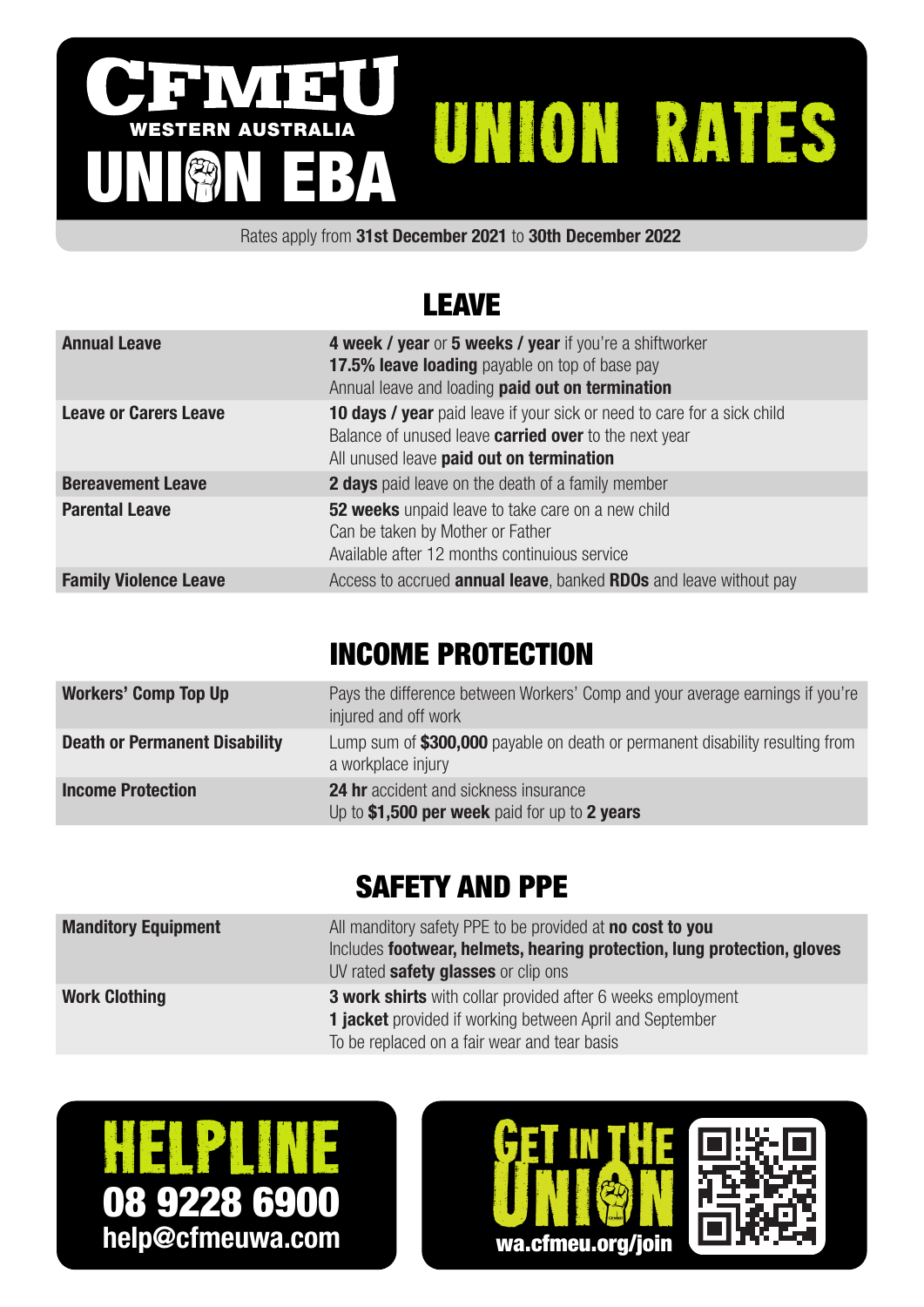# CFMEU WESTERN AUSTRALIA UNION EBA

# UNION RATES

Rates apply from **31st December 2021** to **30th December 2022**

## LEAVE

| | |
|---|---|
| **Annual Leave** | **4 week / year** or **5 weeks / year** if you're a shiftworker<br>**17.5% leave loading** payable on top of base pay<br>Annual leave and loading **paid out on termination** |
| **Leave or Carers Leave** | **10 days / year** paid leave if your sick or need to care for a sick child<br>Balance of unused leave **carried over** to the next year<br>All unused leave **paid out on termination** |
| **Bereavement Leave** | **2 days** paid leave on the death of a family member |
| **Parental Leave** | **52 weeks** unpaid leave to take care on a new child<br>Can be taken by Mother or Father<br>Available after 12 months continuious service |
| **Family Violence Leave** | Access to accrued **annual leave**, banked **RDOs** and leave without pay |

## INCOME PROTECTION

| | |
|---|---|
| **Workers' Comp Top Up** | Pays the difference between Workers' Comp and your average earnings if you're injured and off work |
| **Death or Permanent Disability** | Lump sum of **$300,000** payable on death or permanent disability resulting from a workplace injury |
| **Income Protection** | **24 hr** accident and sickness insurance<br>Up to **$1,500 per week** paid for up to **2 years** |

## SAFETY AND PPE

| | |
|---|---|
| **Manditory Equipment** | All manditory safety PPE to be provided at **no cost to you**<br>Includes **footwear, helmets, hearing protection, lung protection, gloves**<br>UV rated **safety glasses** or clip ons |
| **Work Clothing** | **3 work shirts** with collar provided after 6 weeks employment<br>**1 jacket** provided if working between April and September<br>To be replaced on a fair wear and tear basis |

**HELPLINE**
**08 9228 6900**
**help@cfmeuwa.com**

**GET IN THE UNION**
**wa.cfmeu.org/join**